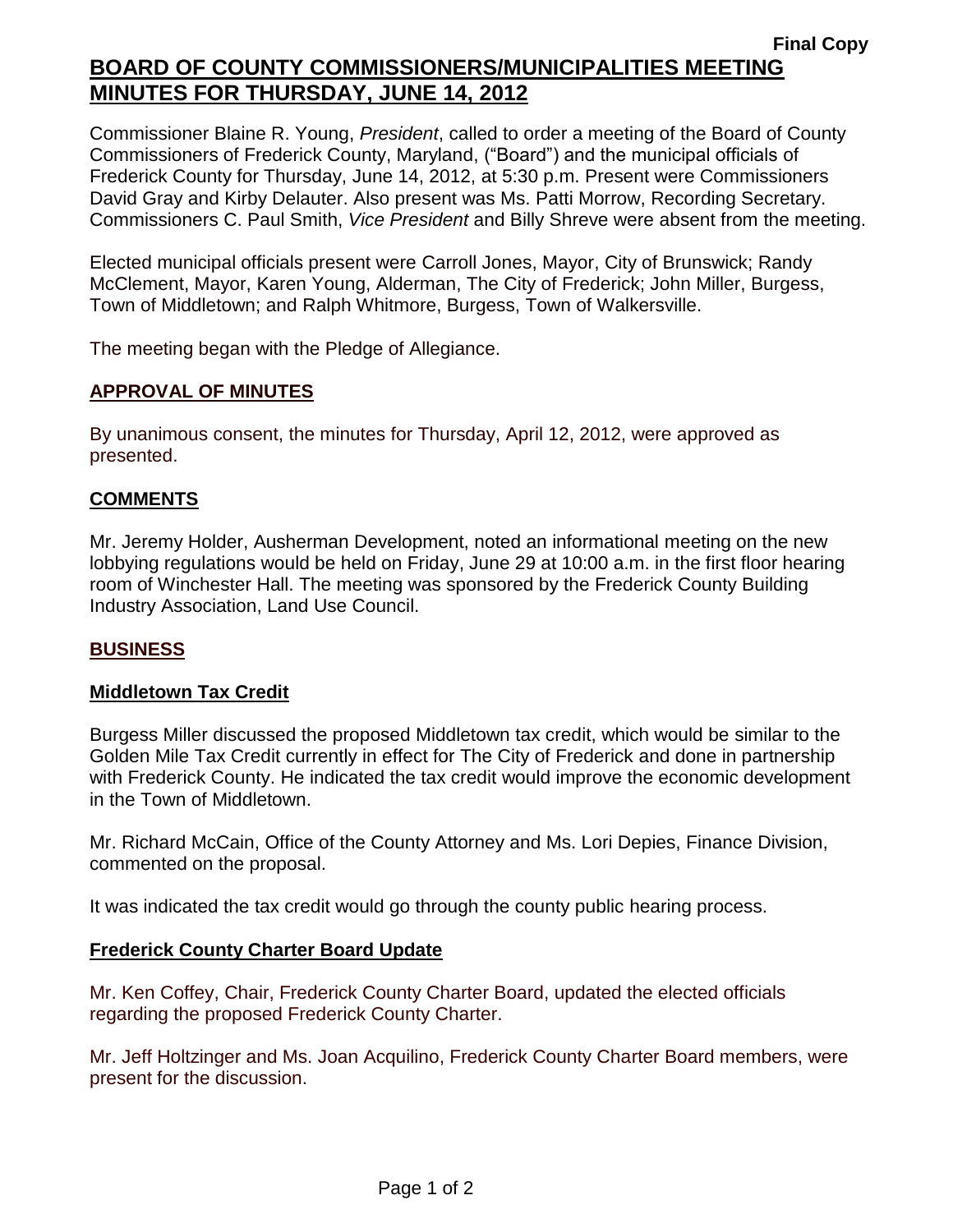Final Copy

# BOARD OF COUNTY COMMISSIONERS/MUNICIPALITIES MEETING MINUTES FOR THURSDAY, JUNE 14, 2012

Commissioner Blaine R. Young, *President*, called to order a meeting of the Board of County Commissioners of Frederick County, Maryland, ("Board") and the municipal officials of Frederick County for Thursday, June 14, 2012, at 5:30 p.m. Present were Commissioners David Gray and Kirby Delauter. Also present was Ms. Patti Morrow, Recording Secretary. Commissioners C. Paul Smith, *Vice President* and Billy Shreve were absent from the meeting.

Elected municipal officials present were Carroll Jones, Mayor, City of Brunswick; Randy McClement, Mayor, Karen Young, Alderman, The City of Frederick; John Miller, Burgess, Town of Middletown; and Ralph Whitmore, Burgess, Town of Walkersville.

The meeting began with the Pledge of Allegiance.

## APPROVAL OF MINUTES

By unanimous consent, the minutes for Thursday, April 12, 2012, were approved as presented.

## COMMENTS

Mr. Jeremy Holder, Ausherman Development, noted an informational meeting on the new lobbying regulations would be held on Friday, June 29 at 10:00 a.m. in the first floor hearing room of Winchester Hall. The meeting was sponsored by the Frederick County Building Industry Association, Land Use Council.

## BUSINESS

### Middletown Tax Credit

Burgess Miller discussed the proposed Middletown tax credit, which would be similar to the Golden Mile Tax Credit currently in effect for The City of Frederick and done in partnership with Frederick County. He indicated the tax credit would improve the economic development in the Town of Middletown.

Mr. Richard McCain, Office of the County Attorney and Ms. Lori Depies, Finance Division, commented on the proposal.

It was indicated the tax credit would go through the county public hearing process.

### Frederick County Charter Board Update

Mr. Ken Coffey, Chair, Frederick County Charter Board, updated the elected officials regarding the proposed Frederick County Charter.

Mr. Jeff Holtzinger and Ms. Joan Acquilino, Frederick County Charter Board members, were present for the discussion.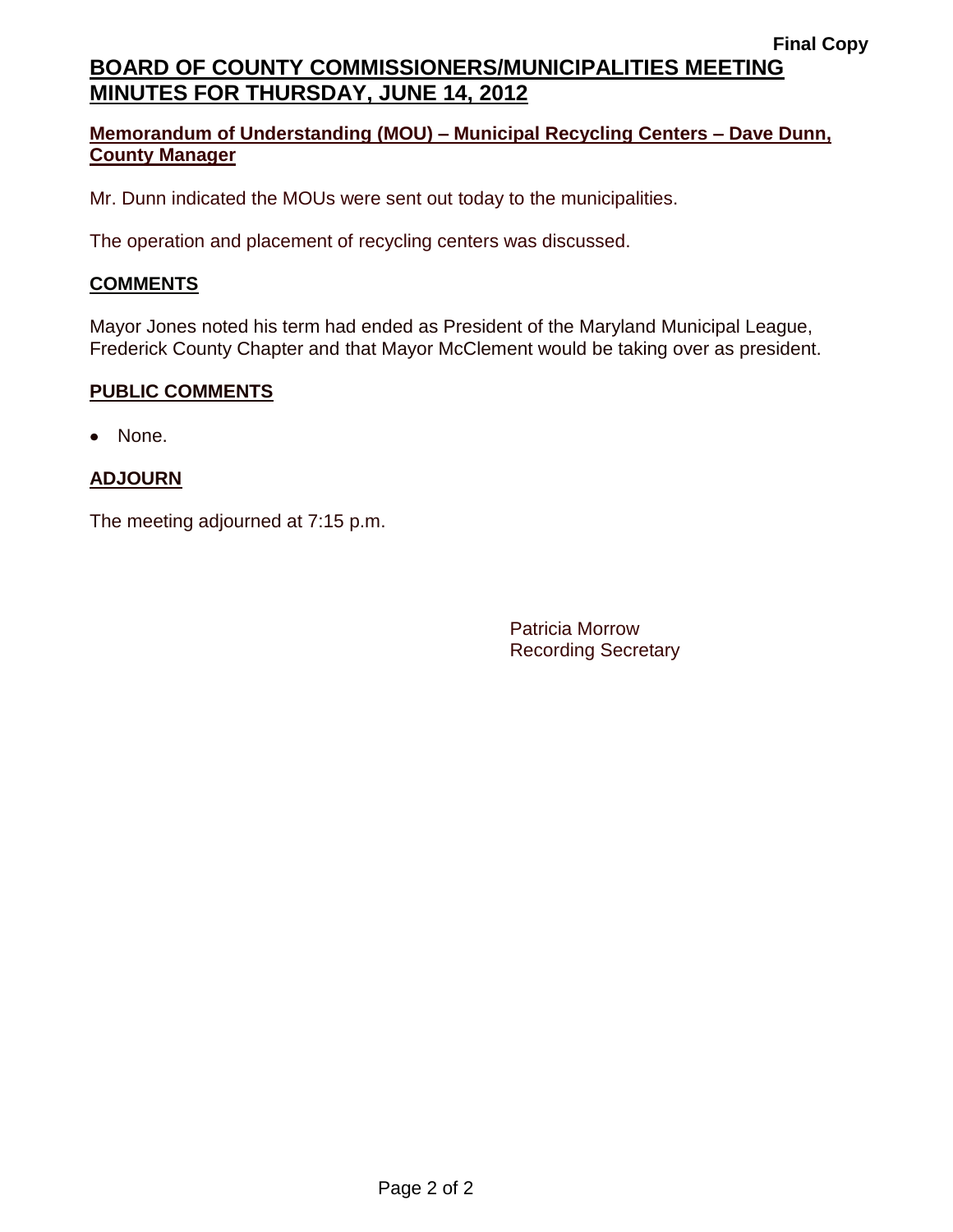**Final Copy**

# BOARD OF COUNTY COMMISSIONERS/MUNICIPALITIES MEETING MINUTES FOR THURSDAY, JUNE 14, 2012

## Memorandum of Understanding (MOU) – Municipal Recycling Centers – Dave Dunn, County Manager

Mr. Dunn indicated the MOUs were sent out today to the municipalities.

The operation and placement of recycling centers was discussed.

## COMMENTS

Mayor Jones noted his term had ended as President of the Maryland Municipal League, Frederick County Chapter and that Mayor McClement would be taking over as president.

## PUBLIC COMMENTS

- None.

## ADJOURN

The meeting adjourned at 7:15 p.m.

Patricia Morrow
Recording Secretary